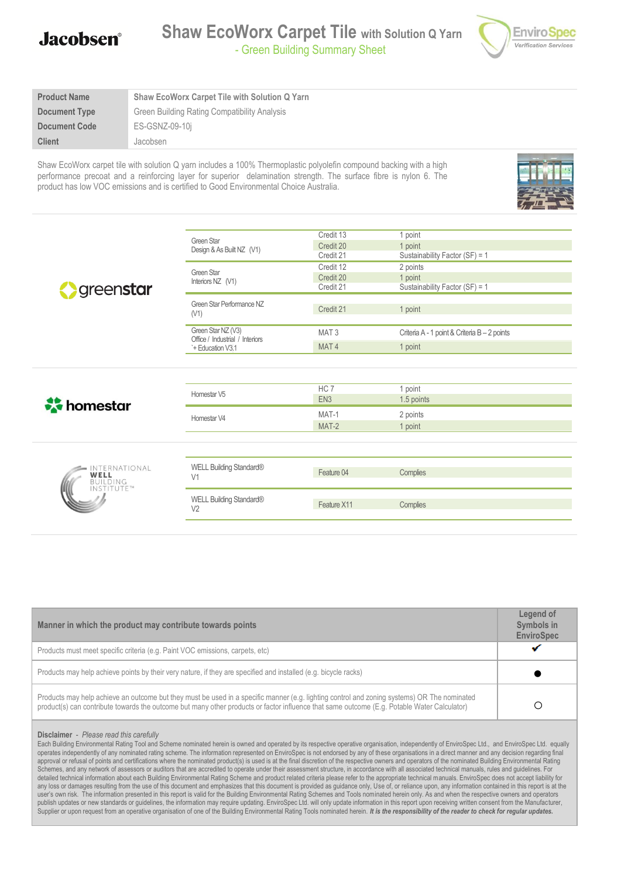Jacobsen

# Shaw EcoWorx Carpet Tile with Solution Q Yarn

## - Green Building Summary Sheet

EnviroSpec Verification Services

| Product Name | Shaw EcoWorx Carpet Tile with Solution Q Yarn |
|---|---|
| Document Type | Green Building Rating Compatibility Analysis |
| Document Code | ES-GSNZ-09-10j |
| Client | Jacobsen |

Shaw EcoWorx carpet tile with solution Q yarn includes a 100% Thermoplastic polyolefin compound backing with a high performance precoat and a reinforcing layer for superior delamination strength. The surface fibre is nylon 6. The product has low VOC emissions and is certified to Good Environmental Choice Australia.

**greenstar**

| Tool | Credit | Points |
|---|---|---|
| Green Star Design & As Built NZ (V1) | Credit 13 | 1 point |
| | Credit 20 | 1 point |
| | Credit 21 | Sustainability Factor (SF) = 1 |
| Green Star Interiors NZ (V1) | Credit 12 | 2 points |
| | Credit 20 | 1 point |
| | Credit 21 | Sustainability Factor (SF) = 1 |
| Green Star Performance NZ (V1) | Credit 21 | 1 point |
| Green Star NZ (V3) Office / Industrial / Interiors '+ Education V3.1 | MAT 3 | Criteria A - 1 point & Criteria B – 2 points |
| | MAT 4 | 1 point |

**homestar**

| Tool | Credit | Points |
|---|---|---|
| Homestar V5 | HC 7 | 1 point |
| | EN3 | 1.5 points |
| Homestar V4 | MAT-1 | 2 points |
| | MAT-2 | 1 point |

**INTERNATIONAL WELL BUILDING INSTITUTE™**

| Tool | Feature | Result |
|---|---|---|
| WELL Building Standard® V1 | Feature 04 | Complies |
| WELL Building Standard® V2 | Feature X11 | Complies |

| Manner in which the product may contribute towards points | Legend of Symbols in EnviroSpec |
|---|---|
| Products must meet specific criteria (e.g. Paint VOC emissions, carpets, etc) | ✔ |
| Products may help achieve points by their very nature, if they are specified and installed (e.g. bicycle racks) | ● |
| Products may help achieve an outcome but they must be used in a specific manner (e.g. lighting control and zoning systems) OR The nominated product(s) can contribute towards the outcome but many other products or factor influence that same outcome (E.g. Potable Water Calculator) | ○ |

**Disclaimer** - *Please read this carefully*

Each Building Environmental Rating Tool and Scheme nominated herein is owned and operated by its respective operative organisation, independently of EnviroSpec Ltd., and EnviroSpec Ltd. equally operates independently of any nominated rating scheme. The information represented on EnviroSpec is not endorsed by any of these organisations in a direct manner and any decision regarding final approval or refusal of points and certifications where the nominated product(s) is used is at the final discretion of the respective owners and operators of the nominated Building Environmental Rating Schemes, and any network of assessors or auditors that are accredited to operate under their assessment structure, in accordance with all associated technical manuals, rules and guidelines. For detailed technical information about each Building Environmental Rating Scheme and product related criteria please refer to the appropriate technical manuals. EnviroSpec does not accept liability for any loss or damages resulting from the use of this document and emphasizes that this document is provided as guidance only, Use of, or reliance upon, any information contained in this report is at the user's own risk. The information presented in this report is valid for the Building Environmental Rating Schemes and Tools nominated herein only. As and when the respective owners and operators publish updates or new standards or guidelines, the information may require updating. EnviroSpec Ltd. will only update information in this report upon receiving written consent from the Manufacturer, Supplier or upon request from an operative organisation of one of the Building Environmental Rating Tools nominated herein. ***It is the responsibility of the reader to check for regular updates.***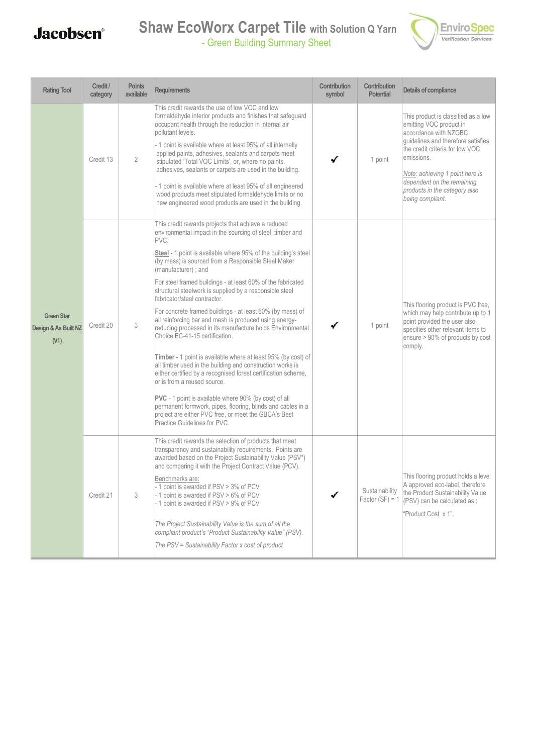# Shaw EcoWorx Carpet Tile with Solution Q Yarn
## - Green Building Summary Sheet

| Rating Tool | Credit / category | Points available | Requirements | Contribution symbol | Contribution Potential | Details of compliance |
|---|---|---|---|---|---|---|
| Green Star Design & As Built NZ (V1) | Credit 13 | 2 | This credit rewards the use of low VOC and low formaldehyde interior products and finishes that safeguard occupant health through the reduction in internal air pollutant levels.<br>- 1 point is available where at least 95% of all internally applied paints, adhesives, sealants and carpets meet stipulated 'Total VOC Limits', or, where no paints, adhesives, sealants or carpets are used in the building.<br>- 1 point is available where at least 95% of all engineered wood products meet stipulated formaldehyde limits or no new engineered wood products are used in the building. | ✔ | 1 point | This product is classified as a low emitting VOC product in accordance with NZGBC guidelines and therefore satisfies the credit criteria for low VOC emissions.<br>*Note: achieving 1 point here is dependent on the remaining products in the category also being compliant.* |
| | Credit 20 | 3 | This credit rewards projects that achieve a reduced environmental impact in the sourcing of steel, timber and PVC.<br>**Steel** - 1 point is available where 95% of the building's steel (by mass) is sourced from a Responsible Steel Maker (manufacturer) ; and<br>For steel framed buildings - at least 60% of the fabricated structural steelwork is supplied by a responsible steel fabricator/steel contractor.<br>For concrete framed buildings - at least 60% (by mass) of all reinforcing bar and mesh is produced using energy-reducing processed in its manufacture holds Environmental Choice EC-41-15 certification.<br>**Timber** - 1 point is available where at least 95% (by cost) of all timber used in the building and construction works is either certified by a recognised forest certification scheme, or is from a reused source.<br>**PVC** - 1 point is available where 90% (by cost) of all permanent formwork, pipes, flooring, blinds and cables in a project are either PVC free, or meet the GBCA's Best Practice Guidelines for PVC. | ✔ | 1 point | This flooring product is PVC free, which may help contribute up to 1 point provided the user also specifies other relevant items to ensure > 90% of products by cost comply. |
| | Credit 21 | 3 | This credit rewards the selection of products that meet transparency and sustainability requirements. Points are awarded based on the Project Sustainability Value (PSV*) and comparing it with the Project Contract Value (PCV).<br>Benchmarks are:<br>- 1 point is awarded if PSV > 3% of PCV<br>- 1 point is awarded if PSV > 6% of PCV<br>- 1 point is awarded if PSV > 9% of PCV<br>*The Project Sustainability Value is the sum of all the compliant product's "Product Sustainability Value" (PSV).*<br>*The PSV = Sustainability Factor x cost of product* | ✔ | Sustainability Factor (SF) = 1 | This flooring product holds a level A approved eco-label, therefore the Product Sustainability Value (PSV) can be calculated as :<br>"Product Cost x 1". |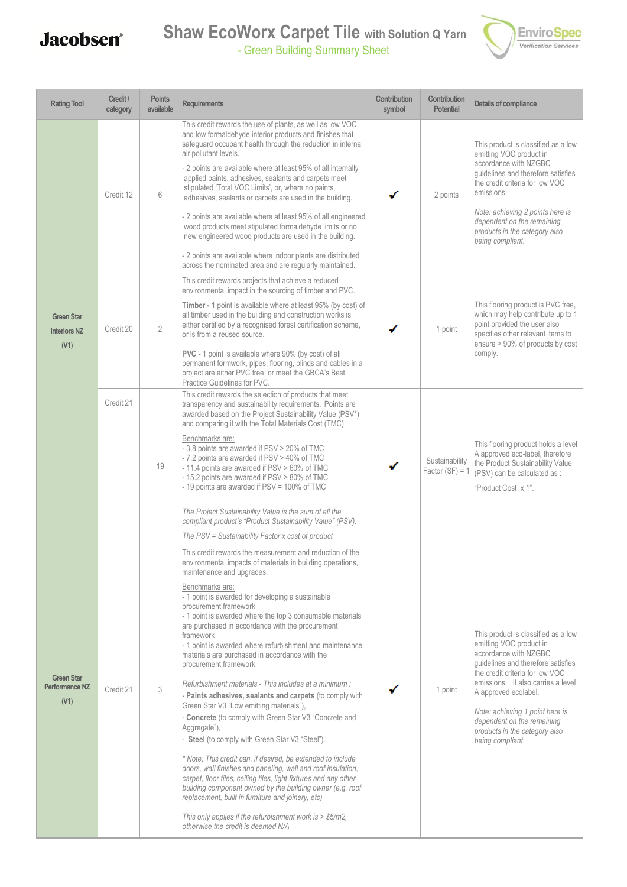Jacobsen®

# Shaw EcoWorx Carpet Tile with Solution Q Yarn - Green Building Summary Sheet

EnviroSpec Verification Services

| Rating Tool | Credit / category | Points available | Requirements | Contribution symbol | Contribution Potential | Details of compliance |
|---|---|---|---|---|---|---|
| Green Star Interiors NZ (V1) | Credit 12 | 6 | This credit rewards the use of plants, as well as low VOC and low formaldehyde interior products and finishes that safeguard occupant health through the reduction in internal air pollutant levels.<br>- 2 points are available where at least 95% of all internally applied paints, adhesives, sealants and carpets meet stipulated 'Total VOC Limits', or, where no paints, adhesives, sealants or carpets are used in the building.<br>- 2 points are available where at least 95% of all engineered wood products meet stipulated formaldehyde limits or no new engineered wood products are used in the building.<br>- 2 points are available where indoor plants are distributed across the nominated area and are regularly maintained. | ✔ | 2 points | This product is classified as a low emitting VOC product in accordance with NZGBC guidelines and therefore satisfies the credit criteria for low VOC emissions.<br>*Note: achieving 2 points here is dependent on the remaining products in the category also being compliant.* |
| | Credit 20 | 2 | This credit rewards projects that achieve a reduced environmental impact in the sourcing of timber and PVC.<br>**Timber** - 1 point is available where at least 95% (by cost) of all timber used in the building and construction works is either certified by a recognised forest certification scheme, or is from a reused source.<br>**PVC** - 1 point is available where 90% (by cost) of all permanent formwork, pipes, flooring, blinds and cables in a project are either PVC free, or meet the GBCA's Best Practice Guidelines for PVC. | ✔ | 1 point | This flooring product is PVC free, which may help contribute up to 1 point provided the user also specifies other relevant items to ensure > 90% of products by cost comply. |
| | Credit 21 | 19 | This credit rewards the selection of products that meet transparency and sustainability requirements. Points are awarded based on the Project Sustainability Value (PSV*) and comparing it with the Total Materials Cost (TMC).<br>Benchmarks are:<br>- 3.8 points are awarded if PSV > 20% of TMC<br>- 7.2 points are awarded if PSV > 40% of TMC<br>- 11.4 points are awarded if PSV > 60% of TMC<br>- 15.2 points are awarded if PSV > 80% of TMC<br>- 19 points are awarded if PSV = 100% of TMC<br>*The Project Sustainability Value is the sum of all the compliant product's "Product Sustainability Value" (PSV).*<br>*The PSV = Sustainability Factor x cost of product* | ✔ | Sustainability Factor (SF) = 1 | This flooring product holds a level A approved eco-label, therefore the Product Sustainability Value (PSV) can be calculated as :<br>"Product Cost x 1". |
| Green Star Performance NZ (V1) | Credit 21 | 3 | This credit rewards the measurement and reduction of the environmental impacts of materials in building operations, maintenance and upgrades.<br>Benchmarks are:<br>- 1 point is awarded for developing a sustainable procurement framework<br>- 1 point is awarded where the top 3 consumable materials are purchased in accordance with the procurement framework<br>- 1 point is awarded where refurbishment and maintenance materials are purchased in accordance with the procurement framework.<br>*Refurbishment materials - This includes at a minimum :*<br>- **Paints adhesives, sealants and carpets** (to comply with Green Star V3 "Low emitting materials"),<br>- **Concrete** (to comply with Green Star V3 "Concrete and Aggregate"),<br>- **Steel** (to comply with Green Star V3 "Steel").<br>*\* Note: This credit can, if desired, be extended to include doors, wall finishes and paneling, wall and roof insulation, carpet, floor tiles, ceiling tiles, light fixtures and any other building component owned by the building owner (e.g. roof replacement, built in furniture and joinery, etc)*<br>*This only applies if the refurbishment work is > $5/m2, otherwise the credit is deemed N/A* | ✔ | 1 point | This product is classified as a low emitting VOC product in accordance with NZGBC guidelines and therefore satisfies the credit criteria for low VOC emissions. It also carries a level A approved ecolabel.<br>*Note: achieving 1 point here is dependent on the remaining products in the category also being compliant.* |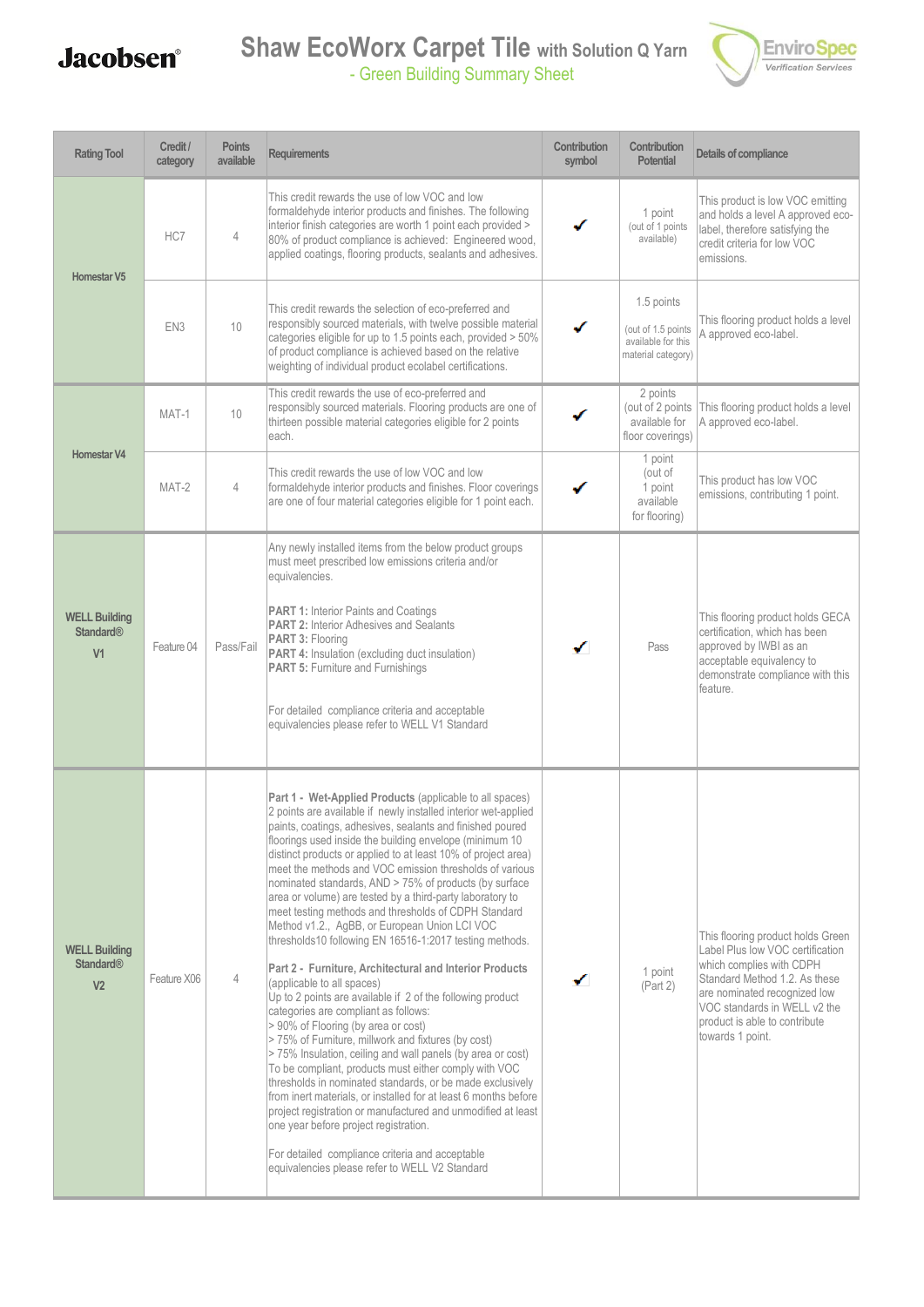# Shaw EcoWorx Carpet Tile with Solution Q Yarn

- Green Building Summary Sheet

| Rating Tool | Credit / category | Points available | Requirements | Contribution symbol | Contribution Potential | Details of compliance |
|---|---|---|---|---|---|---|
| Homestar V5 | HC7 | 4 | This credit rewards the use of low VOC and low formaldehyde interior products and finishes. The following interior finish categories are worth 1 point each provided > 80% of product compliance is achieved: Engineered wood, applied coatings, flooring products, sealants and adhesives. | ✔ | 1 point (out of 1 points available) | This product is low VOC emitting and holds a level A approved eco-label, therefore satisfying the credit criteria for low VOC emissions. |
| Homestar V5 | EN3 | 10 | This credit rewards the selection of eco-preferred and responsibly sourced materials, with twelve possible material categories eligible for up to 1.5 points each, provided > 50% of product compliance is achieved based on the relative weighting of individual product ecolabel certifications. | ✔ | 1.5 points (out of 1.5 points available for this material category) | This flooring product holds a level A approved eco-label. |
| Homestar V4 | MAT-1 | 10 | This credit rewards the use of eco-preferred and responsibly sourced materials. Flooring products are one of thirteen possible material categories eligible for 2 points each. | ✔ | 2 points (out of 2 points available for floor coverings) | This flooring product holds a level A approved eco-label. |
| Homestar V4 | MAT-2 | 4 | This credit rewards the use of low VOC and low formaldehyde interior products and finishes. Floor coverings are one of four material categories eligible for 1 point each. | ✔ | 1 point (out of 1 point available for flooring) | This product has low VOC emissions, contributing 1 point. |
| WELL Building Standard® V1 | Feature 04 | Pass/Fail | Any newly installed items from the below product groups must meet prescribed low emissions criteria and/or equivalencies.<br><br>**PART 1:** Interior Paints and Coatings<br>**PART 2:** Interior Adhesives and Sealants<br>**PART 3:** Flooring<br>**PART 4:** Insulation (excluding duct insulation)<br>**PART 5:** Furniture and Furnishings<br><br>For detailed compliance criteria and acceptable equivalencies please refer to WELL V1 Standard | ✔ | Pass | This flooring product holds GECA certification, which has been approved by IWBI as an acceptable equivalency to demonstrate compliance with this feature. |
| WELL Building Standard® V2 | Feature X06 | 4 | **Part 1 - Wet-Applied Products** (applicable to all spaces)<br>2 points are available if newly installed interior wet-applied paints, coatings, adhesives, sealants and finished poured floorings used inside the building envelope (minimum 10 distinct products or applied to at least 10% of project area) meet the methods and VOC emission thresholds of various nominated standards, AND > 75% of products (by surface area or volume) are tested by a third-party laboratory to meet testing methods and thresholds of CDPH Standard Method v1.2., AgBB, or European Union LCI VOC thresholds10 following EN 16516-1:2017 testing methods.<br><br>**Part 2 - Furniture, Architectural and Interior Products** (applicable to all spaces)<br>Up to 2 points are available if 2 of the following product categories are compliant as follows:<br>> 90% of Flooring (by area or cost)<br>> 75% of Furniture, millwork and fixtures (by cost)<br>> 75% Insulation, ceiling and wall panels (by area or cost)<br>To be compliant, products must either comply with VOC thresholds in nominated standards, or be made exclusively from inert materials, or installed for at least 6 months before project registration or manufactured and unmodified at least one year before project registration.<br><br>For detailed compliance criteria and acceptable equivalencies please refer to WELL V2 Standard | ✔ | 1 point (Part 2) | This flooring product holds Green Label Plus low VOC certification which complies with CDPH Standard Method 1.2. As these are nominated recognized low VOC standards in WELL v2 the product is able to contribute towards 1 point. |